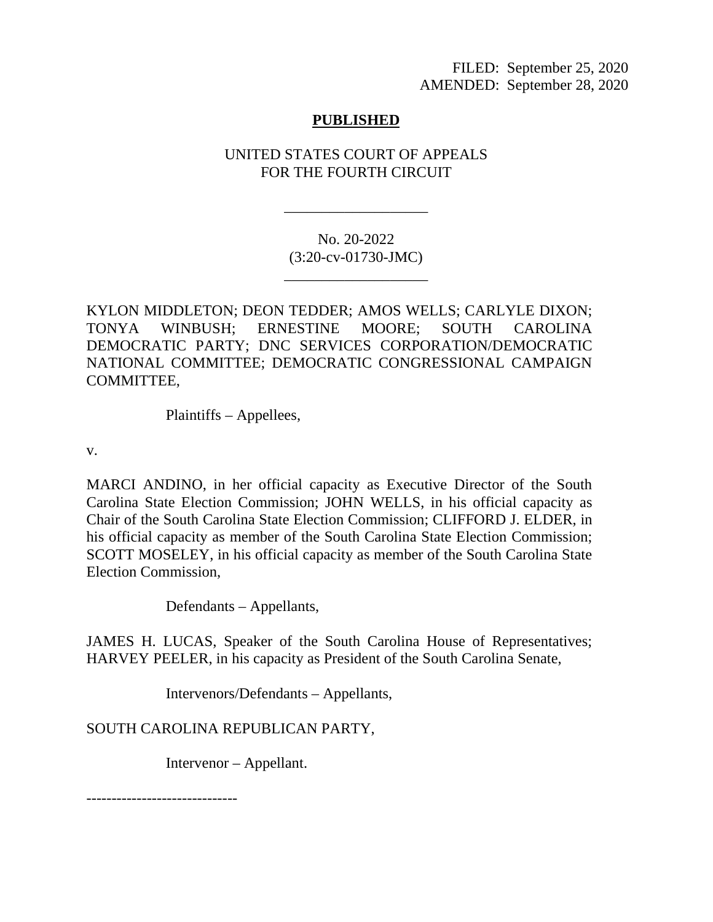FILED: September 25, 2020
AMENDED: September 28, 2020

**PUBLISHED**

UNITED STATES COURT OF APPEALS
FOR THE FOURTH CIRCUIT

___________________

No. 20-2022
(3:20-cv-01730-JMC)

___________________

KYLON MIDDLETON; DEON TEDDER; AMOS WELLS; CARLYLE DIXON; TONYA WINBUSH; ERNESTINE MOORE; SOUTH CAROLINA DEMOCRATIC PARTY; DNC SERVICES CORPORATION/DEMOCRATIC NATIONAL COMMITTEE; DEMOCRATIC CONGRESSIONAL CAMPAIGN COMMITTEE,

Plaintiffs – Appellees,

v.

MARCI ANDINO, in her official capacity as Executive Director of the South Carolina State Election Commission; JOHN WELLS, in his official capacity as Chair of the South Carolina State Election Commission; CLIFFORD J. ELDER, in his official capacity as member of the South Carolina State Election Commission; SCOTT MOSELEY, in his official capacity as member of the South Carolina State Election Commission,

Defendants – Appellants,

JAMES H. LUCAS, Speaker of the South Carolina House of Representatives; HARVEY PEELER, in his capacity as President of the South Carolina Senate,

Intervenors/Defendants – Appellants,

SOUTH CAROLINA REPUBLICAN PARTY,

Intervenor – Appellant.

------------------------------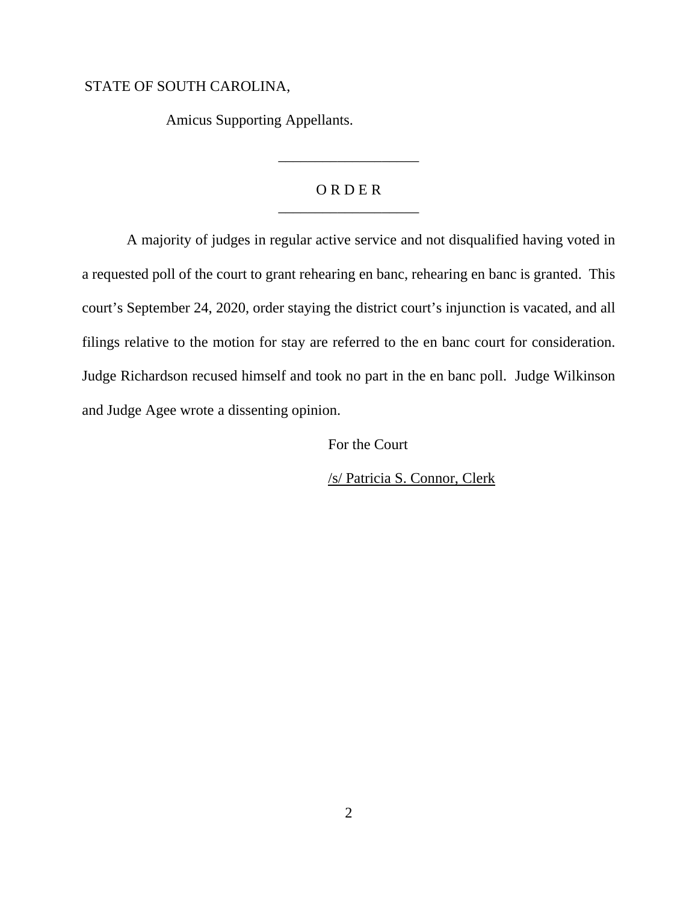STATE OF SOUTH CAROLINA,

Amicus Supporting Appellants.

---

# O R D E R

---

A majority of judges in regular active service and not disqualified having voted in a requested poll of the court to grant rehearing en banc, rehearing en banc is granted. This court's September 24, 2020, order staying the district court's injunction is vacated, and all filings relative to the motion for stay are referred to the en banc court for consideration. Judge Richardson recused himself and took no part in the en banc poll. Judge Wilkinson and Judge Agee wrote a dissenting opinion.

For the Court

/s/ Patricia S. Connor, Clerk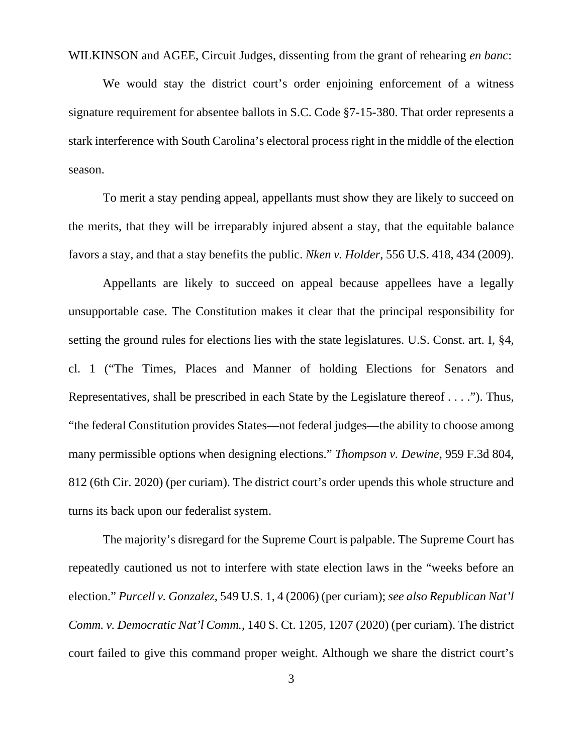WILKINSON and AGEE, Circuit Judges, dissenting from the grant of rehearing *en banc*:

We would stay the district court's order enjoining enforcement of a witness signature requirement for absentee ballots in S.C. Code §7-15-380. That order represents a stark interference with South Carolina's electoral process right in the middle of the election season.

To merit a stay pending appeal, appellants must show they are likely to succeed on the merits, that they will be irreparably injured absent a stay, that the equitable balance favors a stay, and that a stay benefits the public. *Nken v. Holder*, 556 U.S. 418, 434 (2009).

Appellants are likely to succeed on appeal because appellees have a legally unsupportable case. The Constitution makes it clear that the principal responsibility for setting the ground rules for elections lies with the state legislatures. U.S. Const. art. I, §4, cl. 1 ("The Times, Places and Manner of holding Elections for Senators and Representatives, shall be prescribed in each State by the Legislature thereof . . . ."). Thus, "the federal Constitution provides States—not federal judges—the ability to choose among many permissible options when designing elections." *Thompson v. Dewine*, 959 F.3d 804, 812 (6th Cir. 2020) (per curiam). The district court's order upends this whole structure and turns its back upon our federalist system.

The majority's disregard for the Supreme Court is palpable. The Supreme Court has repeatedly cautioned us not to interfere with state election laws in the "weeks before an election." *Purcell v. Gonzalez*, 549 U.S. 1, 4 (2006) (per curiam); *see also Republican Nat'l Comm. v. Democratic Nat'l Comm.*, 140 S. Ct. 1205, 1207 (2020) (per curiam). The district court failed to give this command proper weight. Although we share the district court's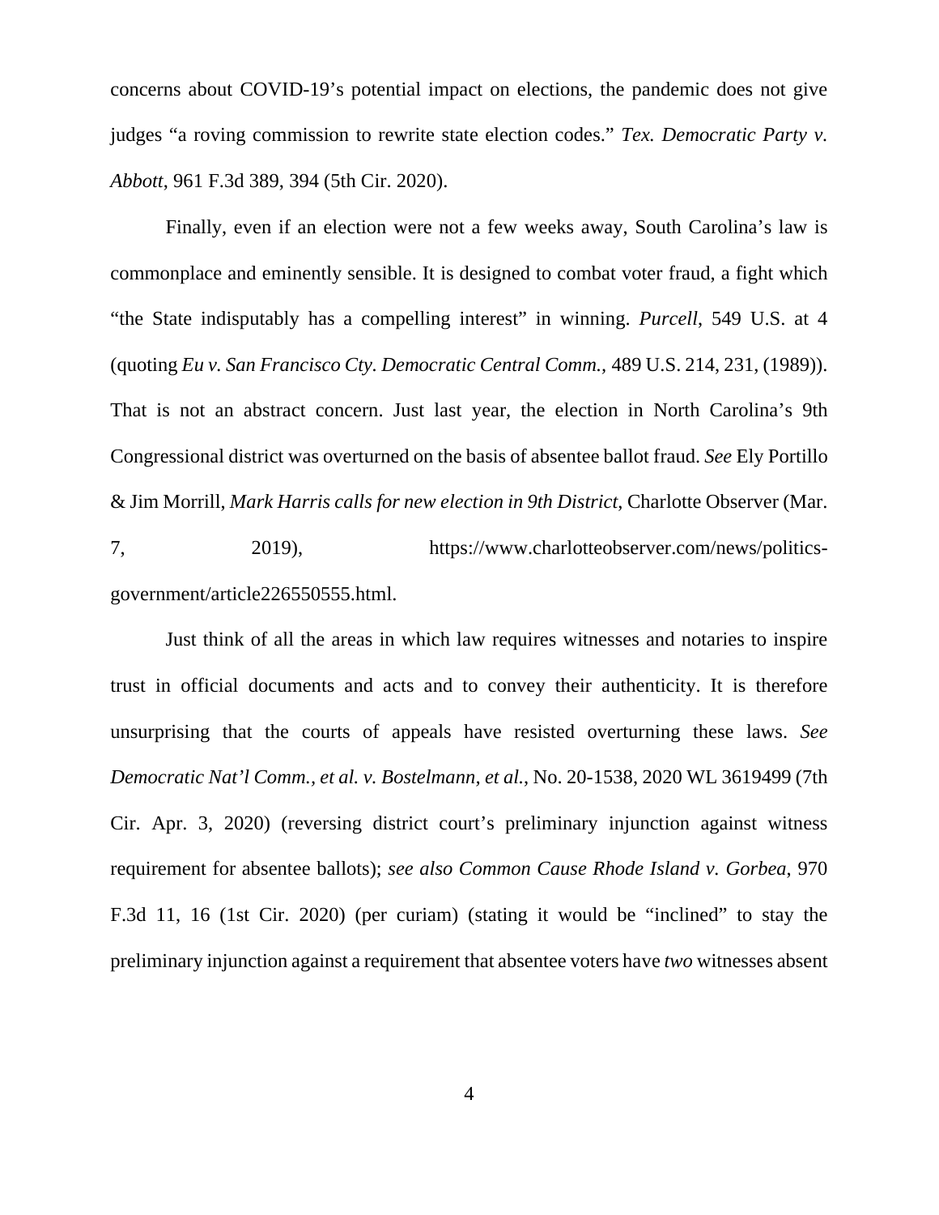concerns about COVID-19's potential impact on elections, the pandemic does not give judges "a roving commission to rewrite state election codes." *Tex. Democratic Party v. Abbott*, 961 F.3d 389, 394 (5th Cir. 2020).

Finally, even if an election were not a few weeks away, South Carolina's law is commonplace and eminently sensible. It is designed to combat voter fraud, a fight which "the State indisputably has a compelling interest" in winning. *Purcell*, 549 U.S. at 4 (quoting *Eu v. San Francisco Cty. Democratic Central Comm.*, 489 U.S. 214, 231, (1989)). That is not an abstract concern. Just last year, the election in North Carolina's 9th Congressional district was overturned on the basis of absentee ballot fraud. *See* Ely Portillo & Jim Morrill, *Mark Harris calls for new election in 9th District*, Charlotte Observer (Mar. 7, 2019), https://www.charlotteobserver.com/news/politics-government/article226550555.html.

Just think of all the areas in which law requires witnesses and notaries to inspire trust in official documents and acts and to convey their authenticity. It is therefore unsurprising that the courts of appeals have resisted overturning these laws. *See Democratic Nat'l Comm., et al. v. Bostelmann, et al.*, No. 20-1538, 2020 WL 3619499 (7th Cir. Apr. 3, 2020) (reversing district court's preliminary injunction against witness requirement for absentee ballots); *see also Common Cause Rhode Island v. Gorbea*, 970 F.3d 11, 16 (1st Cir. 2020) (per curiam) (stating it would be "inclined" to stay the preliminary injunction against a requirement that absentee voters have *two* witnesses absent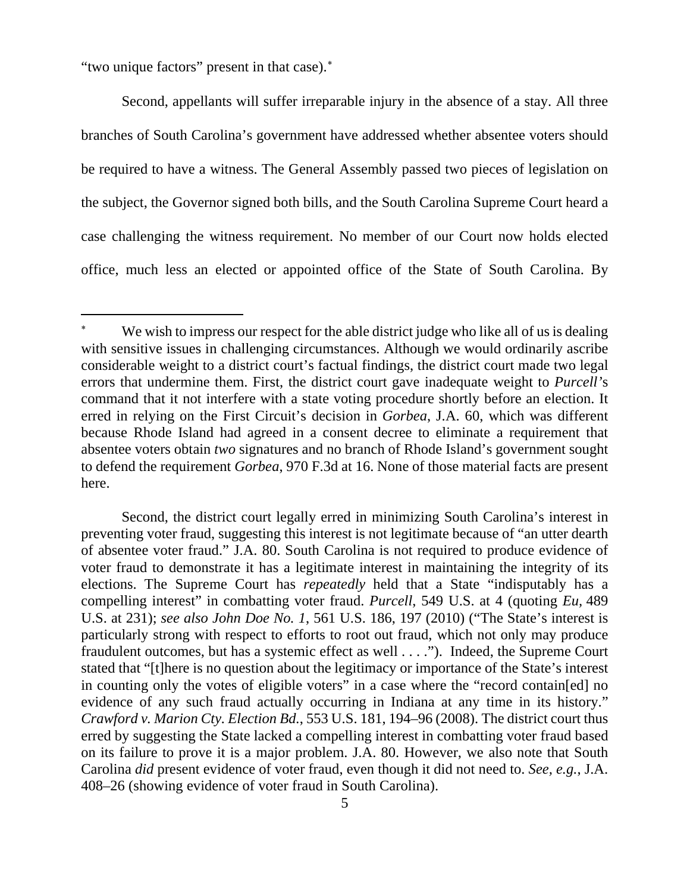"two unique factors" present in that case).*

Second, appellants will suffer irreparable injury in the absence of a stay. All three branches of South Carolina's government have addressed whether absentee voters should be required to have a witness. The General Assembly passed two pieces of legislation on the subject, the Governor signed both bills, and the South Carolina Supreme Court heard a case challenging the witness requirement. No member of our Court now holds elected office, much less an elected or appointed office of the State of South Carolina. By

---

* We wish to impress our respect for the able district judge who like all of us is dealing with sensitive issues in challenging circumstances. Although we would ordinarily ascribe considerable weight to a district court's factual findings, the district court made two legal errors that undermine them. First, the district court gave inadequate weight to *Purcell*'s command that it not interfere with a state voting procedure shortly before an election. It erred in relying on the First Circuit's decision in *Gorbea*, J.A. 60, which was different because Rhode Island had agreed in a consent decree to eliminate a requirement that absentee voters obtain *two* signatures and no branch of Rhode Island's government sought to defend the requirement *Gorbea*, 970 F.3d at 16. None of those material facts are present here.

Second, the district court legally erred in minimizing South Carolina's interest in preventing voter fraud, suggesting this interest is not legitimate because of "an utter dearth of absentee voter fraud." J.A. 80. South Carolina is not required to produce evidence of voter fraud to demonstrate it has a legitimate interest in maintaining the integrity of its elections. The Supreme Court has *repeatedly* held that a State "indisputably has a compelling interest" in combatting voter fraud. *Purcell*, 549 U.S. at 4 (quoting *Eu,* 489 U.S. at 231); *see also John Doe No. 1*, 561 U.S. 186, 197 (2010) ("The State's interest is particularly strong with respect to efforts to root out fraud, which not only may produce fraudulent outcomes, but has a systemic effect as well . . . ."). Indeed, the Supreme Court stated that "[t]here is no question about the legitimacy or importance of the State's interest in counting only the votes of eligible voters" in a case where the "record contain[ed] no evidence of any such fraud actually occurring in Indiana at any time in its history." *Crawford v. Marion Cty. Election Bd.*, 553 U.S. 181, 194–96 (2008). The district court thus erred by suggesting the State lacked a compelling interest in combatting voter fraud based on its failure to prove it is a major problem. J.A. 80. However, we also note that South Carolina *did* present evidence of voter fraud, even though it did not need to. *See, e.g.*, J.A. 408–26 (showing evidence of voter fraud in South Carolina).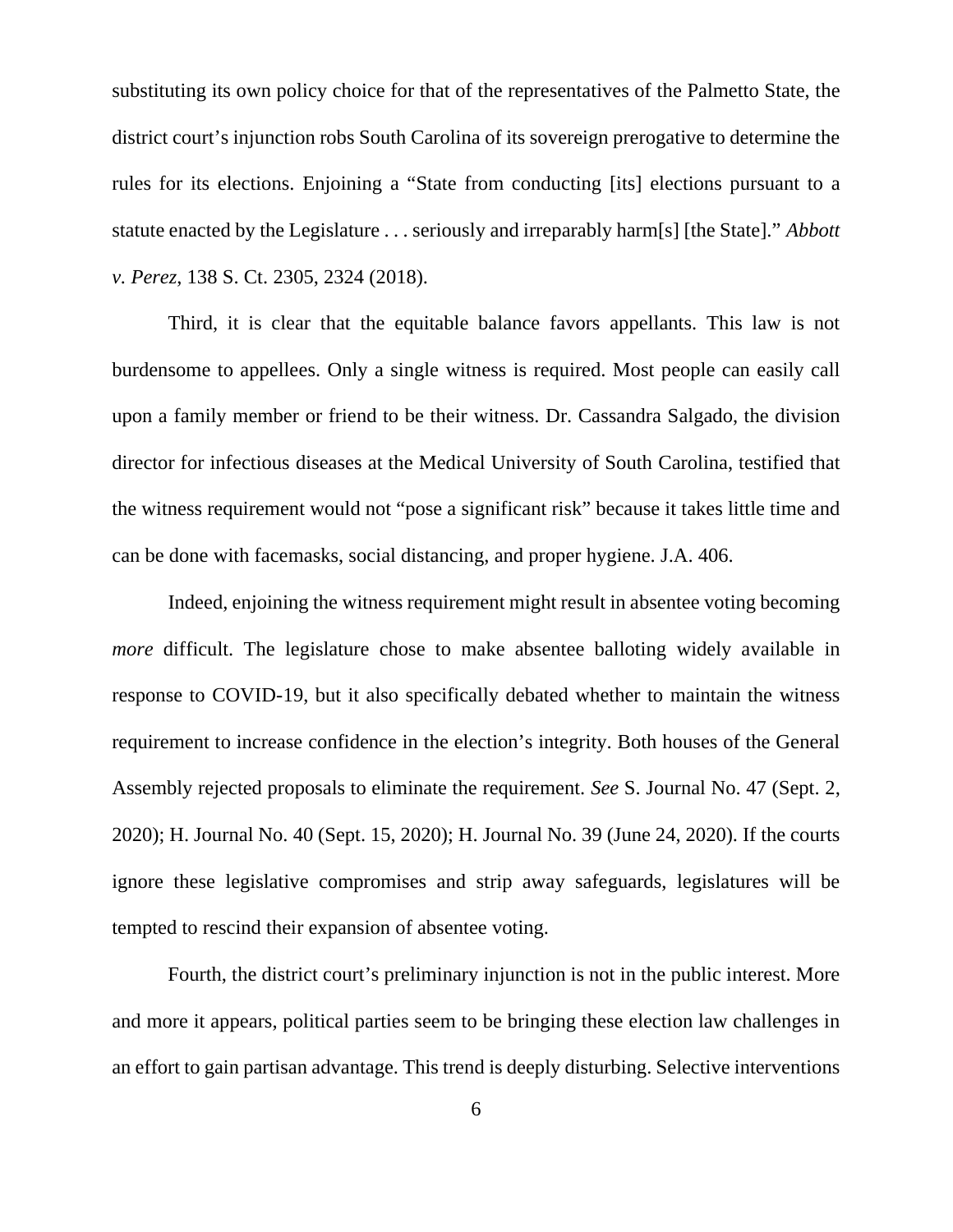substituting its own policy choice for that of the representatives of the Palmetto State, the district court's injunction robs South Carolina of its sovereign prerogative to determine the rules for its elections. Enjoining a "State from conducting [its] elections pursuant to a statute enacted by the Legislature . . . seriously and irreparably harm[s] [the State]." *Abbott v. Perez*, 138 S. Ct. 2305, 2324 (2018).

Third, it is clear that the equitable balance favors appellants. This law is not burdensome to appellees. Only a single witness is required. Most people can easily call upon a family member or friend to be their witness. Dr. Cassandra Salgado, the division director for infectious diseases at the Medical University of South Carolina, testified that the witness requirement would not "pose a significant risk" because it takes little time and can be done with facemasks, social distancing, and proper hygiene. J.A. 406.

Indeed, enjoining the witness requirement might result in absentee voting becoming *more* difficult. The legislature chose to make absentee balloting widely available in response to COVID-19, but it also specifically debated whether to maintain the witness requirement to increase confidence in the election's integrity. Both houses of the General Assembly rejected proposals to eliminate the requirement. *See* S. Journal No. 47 (Sept. 2, 2020); H. Journal No. 40 (Sept. 15, 2020); H. Journal No. 39 (June 24, 2020). If the courts ignore these legislative compromises and strip away safeguards, legislatures will be tempted to rescind their expansion of absentee voting.

Fourth, the district court's preliminary injunction is not in the public interest. More and more it appears, political parties seem to be bringing these election law challenges in an effort to gain partisan advantage. This trend is deeply disturbing. Selective interventions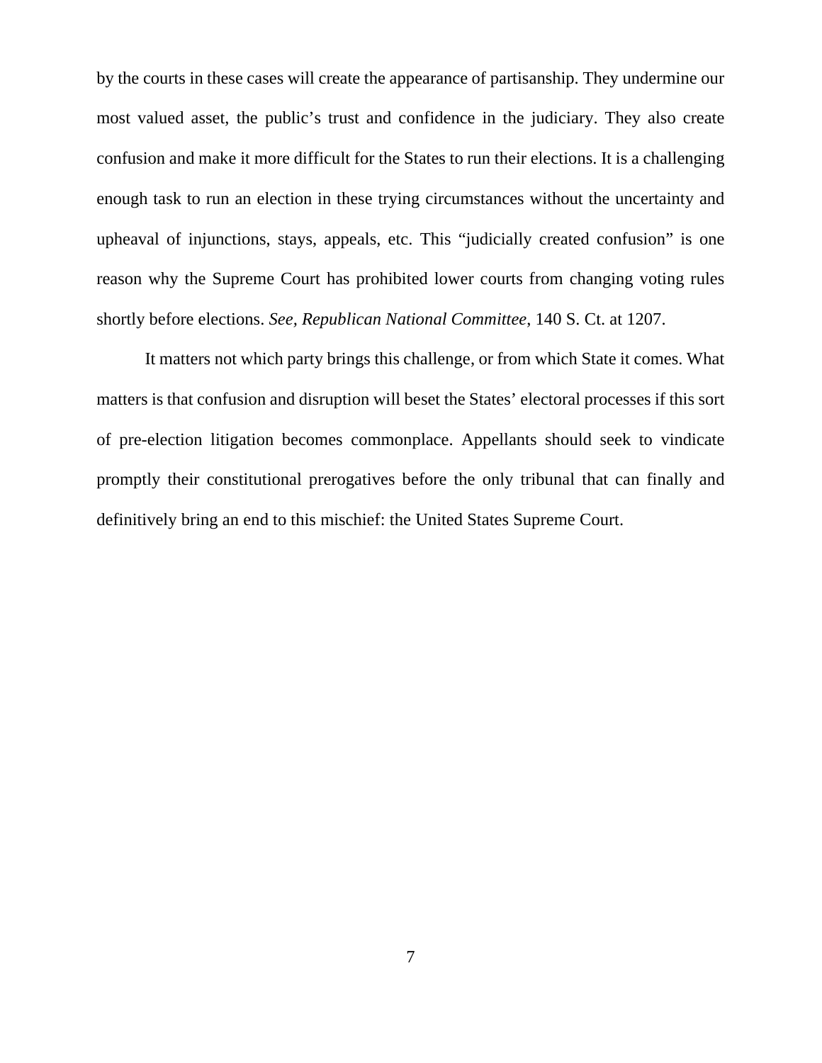by the courts in these cases will create the appearance of partisanship. They undermine our most valued asset, the public's trust and confidence in the judiciary. They also create confusion and make it more difficult for the States to run their elections. It is a challenging enough task to run an election in these trying circumstances without the uncertainty and upheaval of injunctions, stays, appeals, etc. This "judicially created confusion" is one reason why the Supreme Court has prohibited lower courts from changing voting rules shortly before elections. *See, Republican National Committee*, 140 S. Ct. at 1207.

It matters not which party brings this challenge, or from which State it comes. What matters is that confusion and disruption will beset the States' electoral processes if this sort of pre-election litigation becomes commonplace. Appellants should seek to vindicate promptly their constitutional prerogatives before the only tribunal that can finally and definitively bring an end to this mischief: the United States Supreme Court.